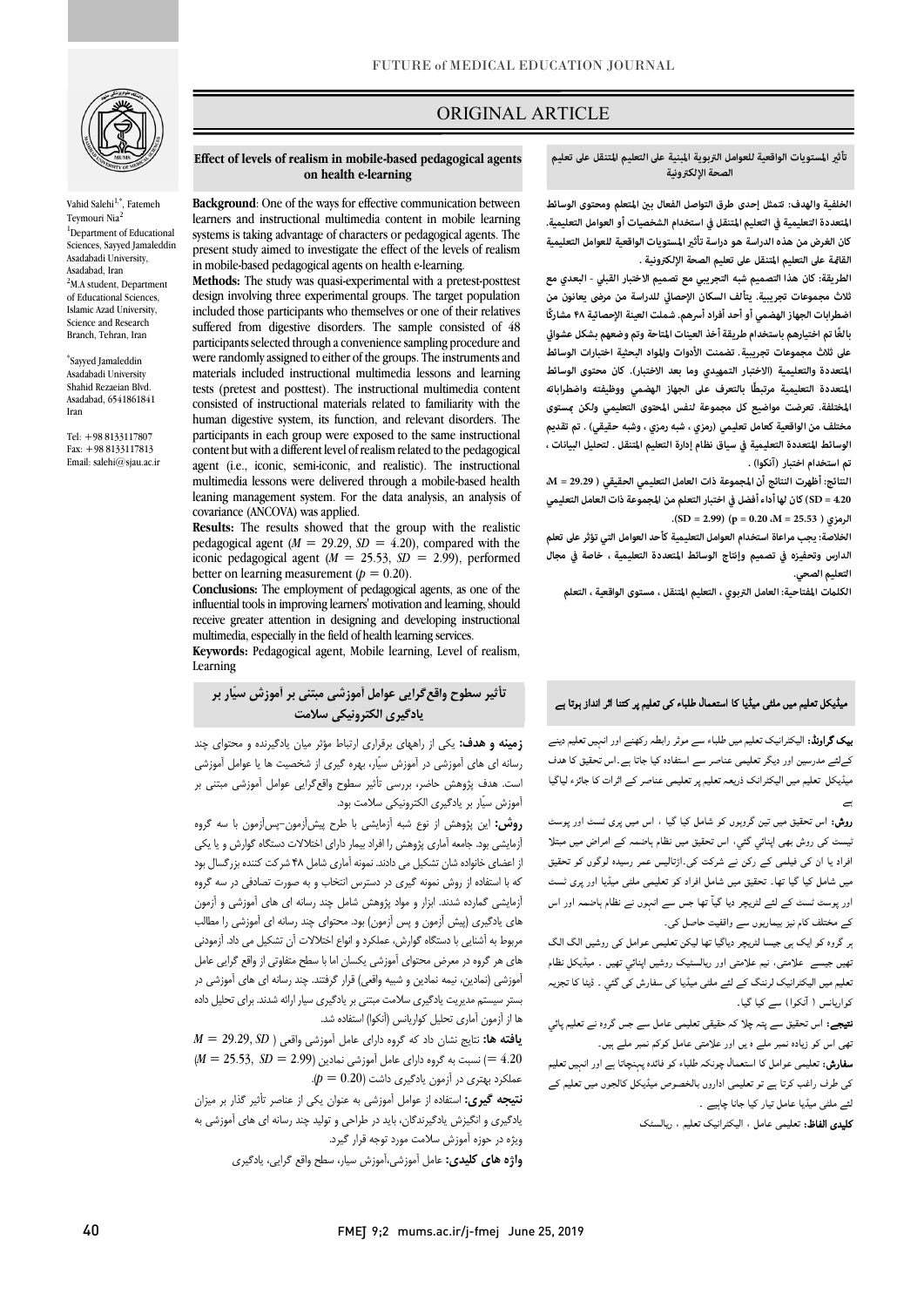# ORIGINAL ARTICLE

Vahid Salehi[1,*], Fatemeh Teymouri Nia[2]

[1]Department of Educational Sciences, Sayyed Jamaleddin Asadabadi University, Asadabad, Iran

[2]M.A student, Department of Educational Sciences, Islamic Azad University, Science and Research Branch, Tehran, Iran

[*]Sayyed Jamaleddin Asadabadi University Shahid Rezaeian Blvd. Asadabad, 6541861841 Iran

Tel: +98 8133117807
Fax: +98 8133117813
Email: salehi@sjau.ac.ir

## Effect of levels of realism in mobile-based pedagogical agents on health e-learning

**Background**: One of the ways for effective communication between learners and instructional multimedia content in mobile learning systems is taking advantage of characters or pedagogical agents. The present study aimed to investigate the effect of the levels of realism in mobile-based pedagogical agents on health e-learning.

**Methods:** The study was quasi-experimental with a pretest-posttest design involving three experimental groups. The target population included those participants who themselves or one of their relatives suffered from digestive disorders. The sample consisted of 48 participants selected through a convenience sampling procedure and were randomly assigned to either of the groups. The instruments and materials included instructional multimedia lessons and learning tests (pretest and posttest). The instructional multimedia content consisted of instructional materials related to familiarity with the human digestive system, its function, and relevant disorders. The participants in each group were exposed to the same instructional content but with a different level of realism related to the pedagogical agent (i.e., iconic, semi-iconic, and realistic). The instructional multimedia lessons were delivered through a mobile-based health leaning management system. For the data analysis, an analysis of covariance (ANCOVA) was applied.

**Results:** The results showed that the group with the realistic pedagogical agent ($M = 29.29$, $SD = 4.20$), compared with the iconic pedagogical agent ($M = 25.53$, $SD = 2.99$), performed better on learning measurement ($p = 0.20$).

**Conclusions:** The employment of pedagogical agents, as one of the influential tools in improving learners' motivation and learning, should receive greater attention in designing and developing instructional multimedia, especially in the field of health learning services.

**Keywords:** Pedagogical agent, Mobile learning, Level of realism, Learning

## تأثير المستويات الواقعية للعوامل التربوية المبنية على التعليم المتنقل على تعليم الصحة الإلكترونية

**الخلفية والهدف:** تتمثل إحدى طرق التواصل الفعال بين المتعلم ومحتوى الوسائط المتعددة التعليمية في التعليم المتنقل في استخدام الشخصيات أو العوامل التعليمية. كان الغرض من هذه الدراسة هو دراسة تأثير المستويات الواقعية للعوامل التعليمية القائمة على التعليم المتنقل على تعليم الصحة الإلكترونية .

**الطريقة:** كان هذا التصميم شبه التجريبي مع تصميم الاختبار القبلي - البعدي مع ثلاث مجموعات تجريبية. يتألف السكان الإحصائي للدراسة من مرضى يعانون من اضطرابات الجهاز الهضمي أو أحد أفراد أسرهم. شملت العينة الإحصائية ٤٨ مشاركًا بالغًا تم اختيارهم باستخدام طريقة أخذ العينات المتاحة وتم وضعهم بشكل عشوائي على ثلاث مجموعات تجريبية. تضمنت الأدوات والمواد البحثية اختبارات الوسائط المتعددة والتعليمية (الاختبار التمهيدي وما بعد الاختبار). كان محتوى الوسائط المتعددة التعليمية مرتبطًا بالتعرف على الجهاز الهضمي ووظيفته واضطراباته المختلفة. تعرضت مواضيع كل مجموعة لنفس المحتوى التعليمي ولكن بمستوى مختلف من الواقعية كعامل تعليمي (رمزي ، شبه رمزي ، وشبه حقيقي) . تم تقديم الوسائط المتعددة التعليمية في سياق نظام إدارة التعليم المتنقل . لتحليل البيانات ، تم استخدام اختبار (آنكوا) .

**النتائج:** أظهرت النتائج أن المجموعة ذات العامل التعليمي الحقيقي ( M = 29.29، SD = 4.20) كان لها أداء أفضل في اختبار التعلم من المجموعة ذات العامل التعليمي الرمزي ( M = 25.53، SD = 2.99) (p = 0.20).

**الخلاصة:** يجب مراعاة استخدام العوامل التعليمية كأحد العوامل التي تؤثر على تعلم الدارس وتحفيزه في تصميم وإنتاج الوسائط المتعددة التعليمية ، خاصة في مجال التعليم الصحي.

**الكلمات المفتاحية:** العامل التربوي ، التعليم المتنقل ، مستوى الواقعية ، التعلم

## تأثیر سطوح واقع‌گرایی عوامل آموزشی مبتنی بر آموزش سیّار بر یادگیری الکترونیکی سلامت

**زمینه و هدف:** یکی از راههای برقراری ارتباط مؤثر میان یادگیرنده و محتوای چند رسانه ای های آموزشی در آموزش سیّار، بهره گیری از شخصیت ها یا عوامل آموزشی است. هدف پژوهش حاضر، بررسی تأثیر سطوح واقع‌گرایی عوامل آموزشی مبتنی بر آموزش سیّار بر یادگیری الکترونیکی سلامت بود.

**روش:** این پژوهش از نوع شبه آزمایشی با طرح پیش‌آزمون–پس‌آزمون با سه گروه آزمایشی بود. جامعه آماری پژوهش را افراد بیمار دارای اختلالات دستگاه گوارش و یا یکی از اعضای خانواده شان تشکیل می دادند. نمونه آماری شامل ۴۸ شرکت کننده بزرگسال بود که با استفاده از روش نمونه گیری در دسترس انتخاب و به صورت تصادفی در سه گروه آزمایشی گمارده شدند. ابزار و مواد پژوهش شامل چند رسانه ای های آموزشی و آزمون های یادگیری (پیش آزمون و پس آزمون) بود. محتوای چند رسانه ای آموزشی را مطالب مربوط به آشنایی با دستگاه گوارش، عملکرد و انواع اختلالات آن تشکیل می داد. آزمودنی های هر گروه در معرض محتوای آموزشی یکسان اما با سطح متفاوتی از واقع گرایی عامل آموزشی (نمادین، نیمه نمادین و شبیه واقعی) قرار گرفتند. چند رسانه ای های آموزشی در بستر سیستم مدیریت یادگیری سلامت مبتنی بر یادگیری سیار ارائه شدند. برای تحلیل داده ها از آزمون آماری تحلیل کوواریانس (آنکوا) استفاده شد.

**یافته ها:** نتایج نشان داد که گروه دارای عامل آموزشی واقعی ($M = 29.29$, $SD = 4.20$) نسبت به گروه دارای عامل آموزشی نمادین ($M = 25.53$, $SD = 2.99$) عملکرد بهتری در آزمون یادگیری داشت ($p = 0.20$).

**نتیجه گیری:** استفاده از عوامل آموزشی به عنوان یکی از عناصر تأثیر گذار بر میزان یادگیری و انگیزش یادگیرندگان، باید در طراحی و تولید چند رسانه ای های آموزشی به ویژه در حوزه آموزش سلامت مورد توجه قرار گیرد.

**واژه های کلیدی:** عامل آموزشی،آموزش سیار، سطح واقع گرایی، یادگیری

## میڈیکل تعلیم میں ملٹی میڈیا کا استعمال طلباء کی تعلیم پر کتنا اثر انداز ہوتا ہے

**بیک گراونڈ:** الیکٹرانیک تعلیم میں طلباء سے موثر رابطہ رکھنے اور انہیں تعلیم دینے کےلئے مدرسین اور دیگر تعلیمی عناصر سے استفادہ کیا جاتا ہے۔اس تحقیق کا ہدف میڈیکل تعلیم میں الیکٹرانک ذریعہ تعلیم پر تعلیمی عناصر کے اثرات کا جائزہ لیناگيا ہے

**روش:** اس تحقیق میں تین گروہوں کو شامل کیا گيا ، اس میں پری ٹسٹ اور پوسٹ ٹیسٹ کی روش بھی اپنائي گئي، اس تحقیق میں نظام ہاضمہ کے امراض میں مبتلا افراد یا ان کی فیملی کے رکن نے شرکت کی۔اڑتالیس عمر رسیدہ لوگوں کو تحقیق میں شامل کیا گیا تھا۔ تحقیق میں شامل افراد کو تعلیمی ملٹی میڈیا اور پری ٹسٹ اور پوسٹ ٹسٹ کے لئے لٹریچر دیا گيا تھا جس سے انہوں نے نظام ہاضمہ اور اس کے مختلف کام نیز بیماریوں سے واقفیت حاصل کی۔

ہر گروہ کو ایک ہی جیسا لٹریچر دیاگیا تھا لیکن تعلیمی عوامل کی روشیں الگ الگ تھیں جیسے علامتی، نیم علامتی اور ریالسٹیک روشیں اپنائي تھیں ۔ میڈیکل نظام تعلیم میں الیکٹرانک لرننگ کے لئے ملٹی میڈیا کی سفارش کی گئي ۔ ڈیٹا کا تجزیہ کواریانس ( آنکوا) سے کیا گيا۔

**نتیجے:** اس تحقیق سے پتہ چلا کہ حقیقی تعلیمی عامل سے جس گروہ نے تعلیم پائي تھی اس کو زیادہ نمبر ملے ، یہی اور علامتی عامل کوکم نمبر ملے ہیں۔

**سفارش:** تعلیمی عوامل کا استعمال چونکہ طلباء کو فائدہ پہنچاتا ہے اور انہیں تعلیم کی طرف راغب کرتا ہے تو تعلیمی اداروں بالخصوص میڈیکل کالجوں میں تعلیم کے لئے ملٹی میڈیا عامل تیار کیا جانا چاہیے ۔

**کلیدی الفاظ:** تعلیمی عامل ، الیکٹرانیک تعلیم ، ریالسٹک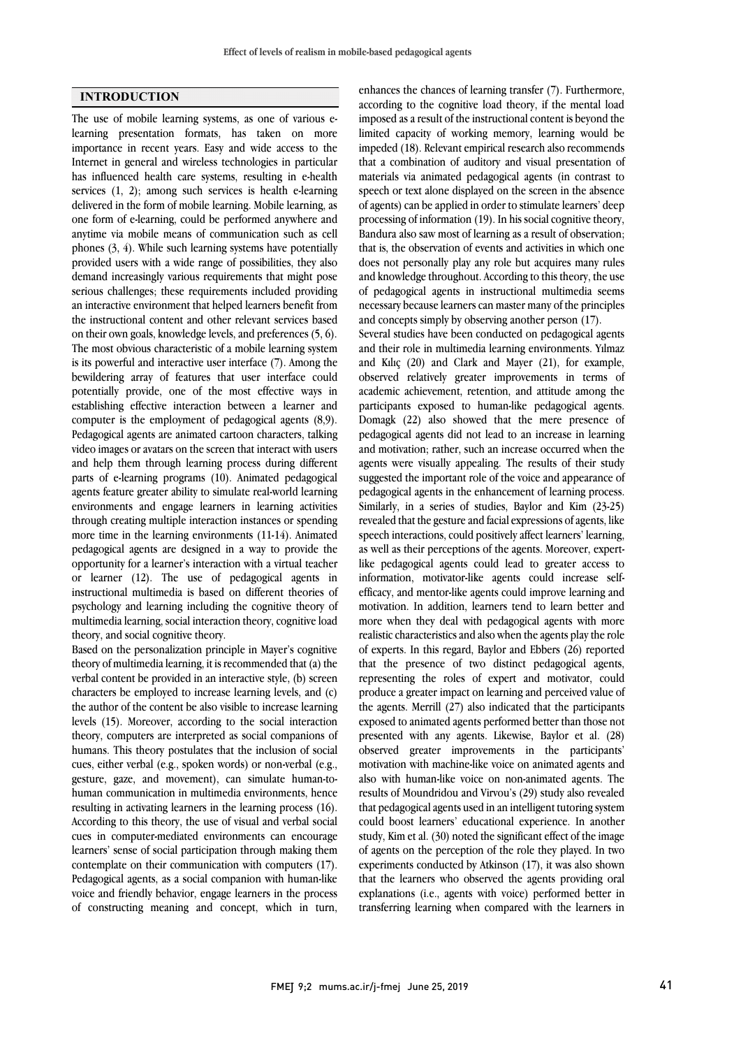## INTRODUCTION

The use of mobile learning systems, as one of various e-learning presentation formats, has taken on more importance in recent years. Easy and wide access to the Internet in general and wireless technologies in particular has influenced health care systems, resulting in e-health services (1, 2); among such services is health e-learning delivered in the form of mobile learning. Mobile learning, as one form of e-learning, could be performed anywhere and anytime via mobile means of communication such as cell phones (3, 4). While such learning systems have potentially provided users with a wide range of possibilities, they also demand increasingly various requirements that might pose serious challenges; these requirements included providing an interactive environment that helped learners benefit from the instructional content and other relevant services based on their own goals, knowledge levels, and preferences (5, 6). The most obvious characteristic of a mobile learning system is its powerful and interactive user interface (7). Among the bewildering array of features that user interface could potentially provide, one of the most effective ways in establishing effective interaction between a learner and computer is the employment of pedagogical agents (8,9). Pedagogical agents are animated cartoon characters, talking video images or avatars on the screen that interact with users and help them through learning process during different parts of e-learning programs (10). Animated pedagogical agents feature greater ability to simulate real-world learning environments and engage learners in learning activities through creating multiple interaction instances or spending more time in the learning environments (11-14). Animated pedagogical agents are designed in a way to provide the opportunity for a learner's interaction with a virtual teacher or learner (12). The use of pedagogical agents in instructional multimedia is based on different theories of psychology and learning including the cognitive theory of multimedia learning, social interaction theory, cognitive load theory, and social cognitive theory.

Based on the personalization principle in Mayer's cognitive theory of multimedia learning, it is recommended that (a) the verbal content be provided in an interactive style, (b) screen characters be employed to increase learning levels, and (c) the author of the content be also visible to increase learning levels (15). Moreover, according to the social interaction theory, computers are interpreted as social companions of humans. This theory postulates that the inclusion of social cues, either verbal (e.g., spoken words) or non-verbal (e.g., gesture, gaze, and movement), can simulate human-to-human communication in multimedia environments, hence resulting in activating learners in the learning process (16). According to this theory, the use of visual and verbal social cues in computer-mediated environments can encourage learners' sense of social participation through making them contemplate on their communication with computers (17). Pedagogical agents, as a social companion with human-like voice and friendly behavior, engage learners in the process of constructing meaning and concept, which in turn, enhances the chances of learning transfer (7). Furthermore, according to the cognitive load theory, if the mental load imposed as a result of the instructional content is beyond the limited capacity of working memory, learning would be impeded (18). Relevant empirical research also recommends that a combination of auditory and visual presentation of materials via animated pedagogical agents (in contrast to speech or text alone displayed on the screen in the absence of agents) can be applied in order to stimulate learners' deep processing of information (19). In his social cognitive theory, Bandura also saw most of learning as a result of observation; that is, the observation of events and activities in which one does not personally play any role but acquires many rules and knowledge throughout. According to this theory, the use of pedagogical agents in instructional multimedia seems necessary because learners can master many of the principles and concepts simply by observing another person (17).

Several studies have been conducted on pedagogical agents and their role in multimedia learning environments. Yılmaz and Kılıç (20) and Clark and Mayer (21), for example, observed relatively greater improvements in terms of academic achievement, retention, and attitude among the participants exposed to human-like pedagogical agents. Domagk (22) also showed that the mere presence of pedagogical agents did not lead to an increase in learning and motivation; rather, such an increase occurred when the agents were visually appealing. The results of their study suggested the important role of the voice and appearance of pedagogical agents in the enhancement of learning process. Similarly, in a series of studies, Baylor and Kim (23-25) revealed that the gesture and facial expressions of agents, like speech interactions, could positively affect learners' learning, as well as their perceptions of the agents. Moreover, expert-like pedagogical agents could lead to greater access to information, motivator-like agents could increase self-efficacy, and mentor-like agents could improve learning and motivation. In addition, learners tend to learn better and more when they deal with pedagogical agents with more realistic characteristics and also when the agents play the role of experts. In this regard, Baylor and Ebbers (26) reported that the presence of two distinct pedagogical agents, representing the roles of expert and motivator, could produce a greater impact on learning and perceived value of the agents. Merrill (27) also indicated that the participants exposed to animated agents performed better than those not presented with any agents. Likewise, Baylor et al. (28) observed greater improvements in the participants' motivation with machine-like voice on animated agents and also with human-like voice on non-animated agents. The results of Moundridou and Virvou's (29) study also revealed that pedagogical agents used in an intelligent tutoring system could boost learners' educational experience. In another study, Kim et al. (30) noted the significant effect of the image of agents on the perception of the role they played. In two experiments conducted by Atkinson (17), it was also shown that the learners who observed the agents providing oral explanations (i.e., agents with voice) performed better in transferring learning when compared with the learners in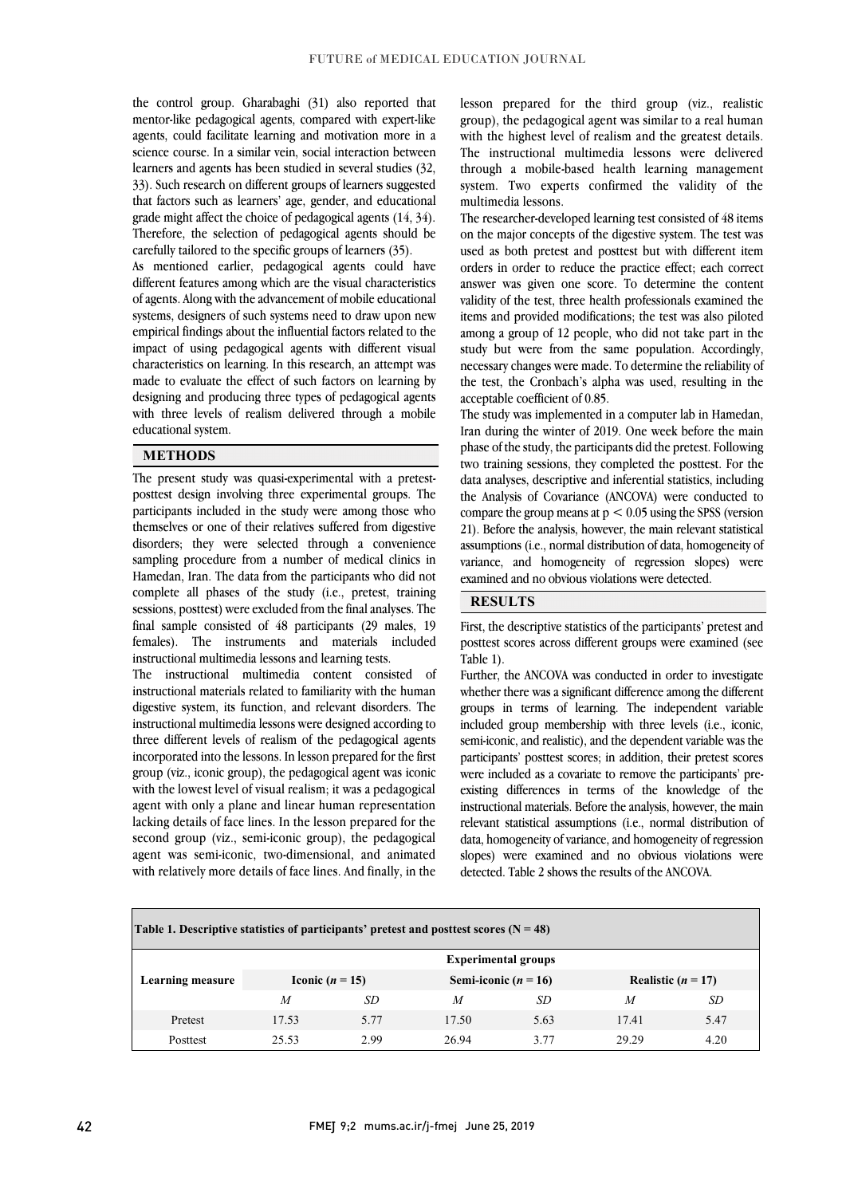the control group. Gharabaghi (31) also reported that mentor-like pedagogical agents, compared with expert-like agents, could facilitate learning and motivation more in a science course. In a similar vein, social interaction between learners and agents has been studied in several studies (32, 33). Such research on different groups of learners suggested that factors such as learners' age, gender, and educational grade might affect the choice of pedagogical agents (14, 34). Therefore, the selection of pedagogical agents should be carefully tailored to the specific groups of learners (35).

As mentioned earlier, pedagogical agents could have different features among which are the visual characteristics of agents. Along with the advancement of mobile educational systems, designers of such systems need to draw upon new empirical findings about the influential factors related to the impact of using pedagogical agents with different visual characteristics on learning. In this research, an attempt was made to evaluate the effect of such factors on learning by designing and producing three types of pedagogical agents with three levels of realism delivered through a mobile educational system.

## METHODS

The present study was quasi-experimental with a pretest-posttest design involving three experimental groups. The participants included in the study were among those who themselves or one of their relatives suffered from digestive disorders; they were selected through a convenience sampling procedure from a number of medical clinics in Hamedan, Iran. The data from the participants who did not complete all phases of the study (i.e., pretest, training sessions, posttest) were excluded from the final analyses. The final sample consisted of 48 participants (29 males, 19 females). The instruments and materials included instructional multimedia lessons and learning tests.

The instructional multimedia content consisted of instructional materials related to familiarity with the human digestive system, its function, and relevant disorders. The instructional multimedia lessons were designed according to three different levels of realism of the pedagogical agents incorporated into the lessons. In lesson prepared for the first group (viz., iconic group), the pedagogical agent was iconic with the lowest level of visual realism; it was a pedagogical agent with only a plane and linear human representation lacking details of face lines. In the lesson prepared for the second group (viz., semi-iconic group), the pedagogical agent was semi-iconic, two-dimensional, and animated with relatively more details of face lines. And finally, in the lesson prepared for the third group (viz., realistic group), the pedagogical agent was similar to a real human with the highest level of realism and the greatest details. The instructional multimedia lessons were delivered through a mobile-based health learning management system. Two experts confirmed the validity of the multimedia lessons.

The researcher-developed learning test consisted of 48 items on the major concepts of the digestive system. The test was used as both pretest and posttest but with different item orders in order to reduce the practice effect; each correct answer was given one score. To determine the content validity of the test, three health professionals examined the items and provided modifications; the test was also piloted among a group of 12 people, who did not take part in the study but were from the same population. Accordingly, necessary changes were made. To determine the reliability of the test, the Cronbach's alpha was used, resulting in the acceptable coefficient of 0.85.

The study was implemented in a computer lab in Hamedan, Iran during the winter of 2019. One week before the main phase of the study, the participants did the pretest. Following two training sessions, they completed the posttest. For the data analyses, descriptive and inferential statistics, including the Analysis of Covariance (ANCOVA) were conducted to compare the group means at $p < 0.05$ using the SPSS (version 21). Before the analysis, however, the main relevant statistical assumptions (i.e., normal distribution of data, homogeneity of variance, and homogeneity of regression slopes) were examined and no obvious violations were detected.

## RESULTS

First, the descriptive statistics of the participants' pretest and posttest scores across different groups were examined (see Table 1).

Further, the ANCOVA was conducted in order to investigate whether there was a significant difference among the different groups in terms of learning. The independent variable included group membership with three levels (i.e., iconic, semi-iconic, and realistic), and the dependent variable was the participants' posttest scores; in addition, their pretest scores were included as a covariate to remove the participants' pre-existing differences in terms of the knowledge of the instructional materials. Before the analysis, however, the main relevant statistical assumptions (i.e., normal distribution of data, homogeneity of variance, and homogeneity of regression slopes) were examined and no obvious violations were detected. Table 2 shows the results of the ANCOVA.

**Table 1. Descriptive statistics of participants' pretest and posttest scores (N = 48)**

| Learning measure | Experimental groups | | | | | |
|---|---|---|---|---|---|---|
| | Iconic (*n* = 15) | | Semi-iconic (*n* = 16) | | Realistic (*n* = 17) | |
| | *M* | *SD* | *M* | *SD* | *M* | *SD* |
| Pretest | 17.53 | 5.77 | 17.50 | 5.63 | 17.41 | 5.47 |
| Posttest | 25.53 | 2.99 | 26.94 | 3.77 | 29.29 | 4.20 |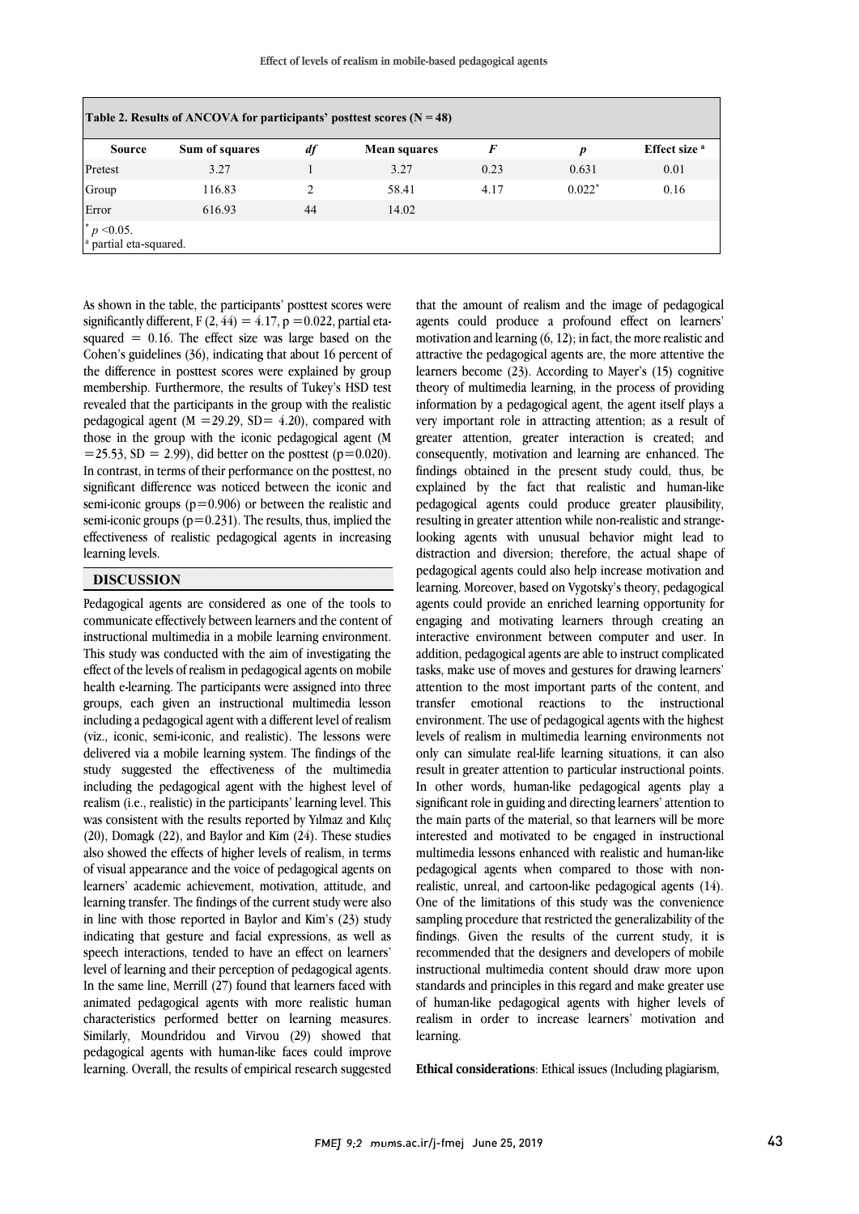**Table 2. Results of ANCOVA for participants' posttest scores (N = 48)**

| Source | Sum of squares | *df* | Mean squares | *F* | *p* | Effect size [a] |
|---|---|---|---|---|---|---|
| Pretest | 3.27 | 1 | 3.27 | 0.23 | 0.631 | 0.01 |
| Group | 116.83 | 2 | 58.41 | 4.17 | 0.022* | 0.16 |
| Error | 616.93 | 44 | 14.02 | | | |

* $p < 0.05$.
[a] partial eta-squared.

As shown in the table, the participants' posttest scores were significantly different, $F(2, 44) = 4.17$, $p = 0.022$, partial eta-squared $= 0.16$. The effect size was large based on the Cohen's guidelines (36), indicating that about 16 percent of the difference in posttest scores were explained by group membership. Furthermore, the results of Tukey's HSD test revealed that the participants in the group with the realistic pedagogical agent ($M = 29.29$, $SD = 4.20$), compared with those in the group with the iconic pedagogical agent ($M = 25.53$, $SD = 2.99$), did better on the posttest ($p = 0.020$). In contrast, in terms of their performance on the posttest, no significant difference was noticed between the iconic and semi-iconic groups ($p = 0.906$) or between the realistic and semi-iconic groups ($p = 0.231$). The results, thus, implied the effectiveness of realistic pedagogical agents in increasing learning levels.

## DISCUSSION

Pedagogical agents are considered as one of the tools to communicate effectively between learners and the content of instructional multimedia in a mobile learning environment. This study was conducted with the aim of investigating the effect of the levels of realism in pedagogical agents on mobile health e-learning. The participants were assigned into three groups, each given an instructional multimedia lesson including a pedagogical agent with a different level of realism (viz., iconic, semi-iconic, and realistic). The lessons were delivered via a mobile learning system. The findings of the study suggested the effectiveness of the multimedia including the pedagogical agent with the highest level of realism (i.e., realistic) in the participants' learning level. This was consistent with the results reported by Yılmaz and Kılıç (20), Domagk (22), and Baylor and Kim (24). These studies also showed the effects of higher levels of realism, in terms of visual appearance and the voice of pedagogical agents on learners' academic achievement, motivation, attitude, and learning transfer. The findings of the current study were also in line with those reported in Baylor and Kim's (23) study indicating that gesture and facial expressions, as well as speech interactions, tended to have an effect on learners' level of learning and their perception of pedagogical agents. In the same line, Merrill (27) found that learners faced with animated pedagogical agents with more realistic human characteristics performed better on learning measures. Similarly, Moundridou and Virvou (29) showed that pedagogical agents with human-like faces could improve learning. Overall, the results of empirical research suggested that the amount of realism and the image of pedagogical agents could produce a profound effect on learners' motivation and learning (6, 12); in fact, the more realistic and attractive the pedagogical agents are, the more attentive the learners become (23). According to Mayer's (15) cognitive theory of multimedia learning, in the process of providing information by a pedagogical agent, the agent itself plays a very important role in attracting attention; as a result of greater attention, greater interaction is created; and consequently, motivation and learning are enhanced. The findings obtained in the present study could, thus, be explained by the fact that realistic and human-like pedagogical agents could produce greater plausibility, resulting in greater attention while non-realistic and strange-looking agents with unusual behavior might lead to distraction and diversion; therefore, the actual shape of pedagogical agents could also help increase motivation and learning. Moreover, based on Vygotsky's theory, pedagogical agents could provide an enriched learning opportunity for engaging and motivating learners through creating an interactive environment between computer and user. In addition, pedagogical agents are able to instruct complicated tasks, make use of moves and gestures for drawing learners' attention to the most important parts of the content, and transfer emotional reactions to the instructional environment. The use of pedagogical agents with the highest levels of realism in multimedia learning environments not only can simulate real-life learning situations, it can also result in greater attention to particular instructional points. In other words, human-like pedagogical agents play a significant role in guiding and directing learners' attention to the main parts of the material, so that learners will be more interested and motivated to be engaged in instructional multimedia lessons enhanced with realistic and human-like pedagogical agents when compared to those with non-realistic, unreal, and cartoon-like pedagogical agents (14). One of the limitations of this study was the convenience sampling procedure that restricted the generalizability of the findings. Given the results of the current study, it is recommended that the designers and developers of mobile instructional multimedia content should draw more upon standards and principles in this regard and make greater use of human-like pedagogical agents with higher levels of realism in order to increase learners' motivation and learning.

**Ethical considerations**: Ethical issues (Including plagiarism,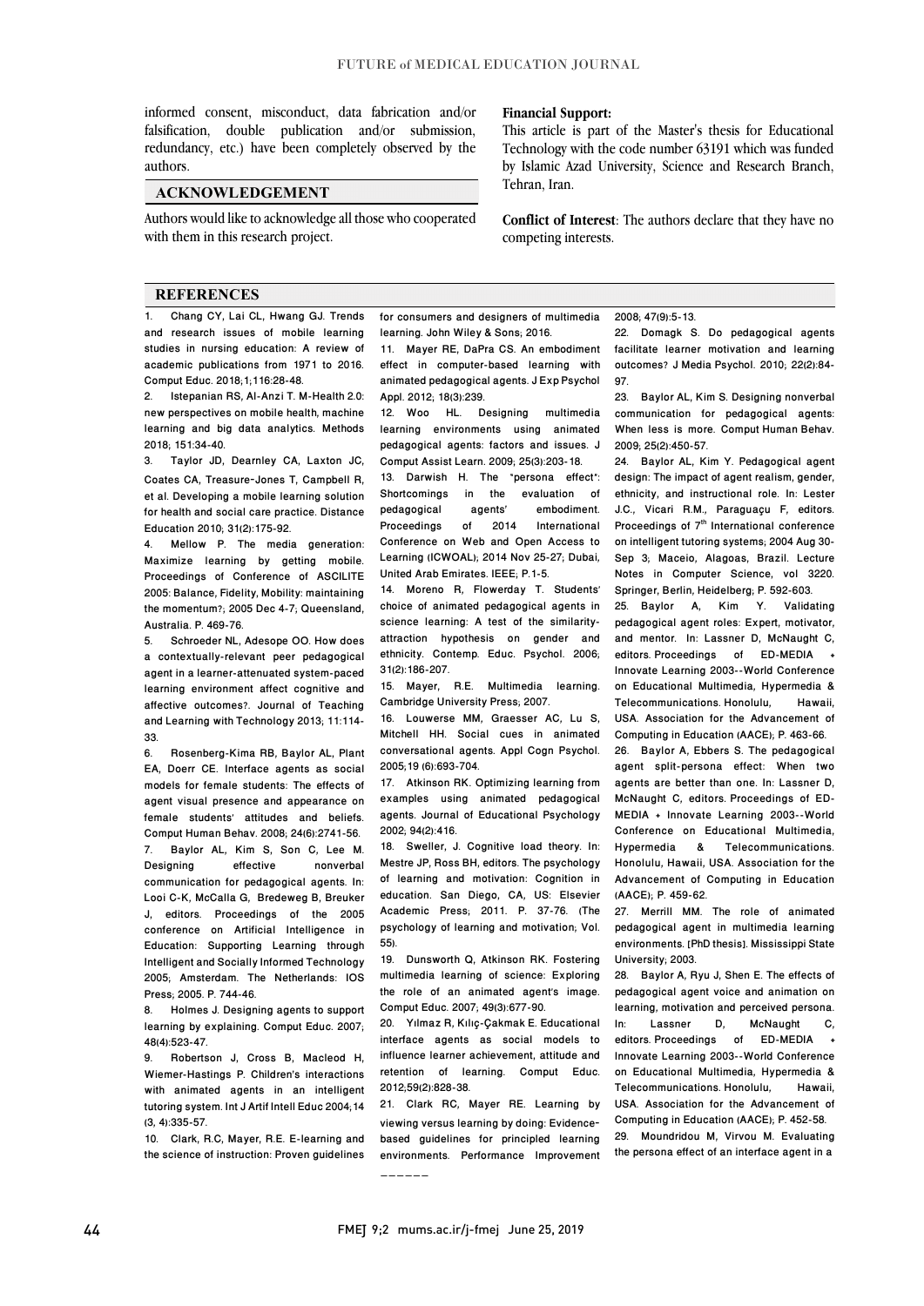informed consent, misconduct, data fabrication and/or falsification, double publication and/or submission, redundancy, etc.) have been completely observed by the authors.

## ACKNOWLEDGEMENT

Authors would like to acknowledge all those who cooperated with them in this research project.

**Financial Support:**
This article is part of the Master's thesis for Educational Technology with the code number 63191 which was funded by Islamic Azad University, Science and Research Branch, Tehran, Iran.

**Conflict of Interest**: The authors declare that they have no competing interests.

## REFERENCES

1. Chang CY, Lai CL, Hwang GJ. Trends and research issues of mobile learning studies in nursing education: A review of academic publications from 1971 to 2016. Comput Educ. 2018;1;116:28-48.
2. Istepanian RS, Al-Anzi T. M-Health 2.0: new perspectives on mobile health, machine learning and big data analytics. Methods 2018; 151:34-40.
3. Taylor JD, Dearnley CA, Laxton JC, Coates CA, Treasure-Jones T, Campbell R, et al. Developing a mobile learning solution for health and social care practice. Distance Education 2010; 31(2):175-92.
4. Mellow P. The media generation: Maximize learning by getting mobile. Proceedings of Conference of ASCILITE 2005: Balance, Fidelity, Mobility: maintaining the momentum?; 2005 Dec 4-7; Queensland, Australia. P. 469-76.
5. Schroeder NL, Adesope OO. How does a contextually-relevant peer pedagogical agent in a learner-attenuated system-paced learning environment affect cognitive and affective outcomes?. Journal of Teaching and Learning with Technology 2013; 11:114-33.
6. Rosenberg-Kima RB, Baylor AL, Plant EA, Doerr CE. Interface agents as social models for female students: The effects of agent visual presence and appearance on female students' attitudes and beliefs. Comput Human Behav. 2008; 24(6):2741-56.
7. Baylor AL, Kim S, Son C, Lee M. Designing effective nonverbal communication for pedagogical agents. In: Looi C-K, McCalla G, Bredeweg B, Breuker J, editors. Proceedings of the 2005 conference on Artificial Intelligence in Education: Supporting Learning through Intelligent and Socially Informed Technology 2005; Amsterdam. The Netherlands: IOS Press; 2005. P. 744-46.
8. Holmes J. Designing agents to support learning by explaining. Comput Educ. 2007; 48(4):523-47.
9. Robertson J, Cross B, Macleod H, Wiemer-Hastings P. Children's interactions with animated agents in an intelligent tutoring system. Int J Artif Intell Educ 2004;14 (3, 4):335-57.
10. Clark, R.C, Mayer, R.E. E-learning and the science of instruction: Proven guidelines for consumers and designers of multimedia learning. John Wiley & Sons; 2016.
11. Mayer RE, DaPra CS. An embodiment effect in computer-based learning with animated pedagogical agents. J Exp Psychol Appl. 2012; 18(3):239.
12. Woo HL. Designing multimedia learning environments using animated pedagogical agents: factors and issues. J Comput Assist Learn. 2009; 25(3):203-18.
13. Darwish H. The "persona effect": Shortcomings in the evaluation of pedagogical agents' embodiment. Proceedings of 2014 International Conference on Web and Open Access to Learning (ICWOAL); 2014 Nov 25-27; Dubai, United Arab Emirates. IEEE; P.1-5.
14. Moreno R, Flowerday T. Students' choice of animated pedagogical agents in science learning: A test of the similarity-attraction hypothesis on gender and ethnicity. Contemp. Educ. Psychol. 2006; 31(2):186-207.
15. Mayer, R.E. Multimedia learning. Cambridge University Press; 2007.
16. Louwerse MM, Graesser AC, Lu S, Mitchell HH. Social cues in animated conversational agents. Appl Cogn Psychol. 2005;19 (6):693-704.
17. Atkinson RK. Optimizing learning from examples using animated pedagogical agents. Journal of Educational Psychology 2002; 94(2):416.
18. Sweller, J. Cognitive load theory. In: Mestre JP, Ross BH, editors. The psychology of learning and motivation: Cognition in education. San Diego, CA, US: Elsevier Academic Press; 2011. P. 37-76. (The psychology of learning and motivation; Vol. 55).
19. Dunsworth Q, Atkinson RK. Fostering multimedia learning of science: Exploring the role of an animated agent's image. Comput Educ. 2007; 49(3):677-90.
20. Yılmaz R, Kılıç-Çakmak E. Educational interface agents as social models to influence learner achievement, attitude and retention of learning. Comput Educ. 2012;59(2):828-38.
21. Clark RC, Mayer RE. Learning by viewing versus learning by doing: Evidence-based guidelines for principled learning environments. Performance Improvement 2008; 47(9):5-13.
22. Domagk S. Do pedagogical agents facilitate learner motivation and learning outcomes? J Media Psychol. 2010; 22(2):84-97.
23. Baylor AL, Kim S. Designing nonverbal communication for pedagogical agents: When less is more. Comput Human Behav. 2009; 25(2):450-57.
24. Baylor AL, Kim Y. Pedagogical agent design: The impact of agent realism, gender, ethnicity, and instructional role. In: Lester J.C., Vicari R.M., Paraguaçu F, editors. Proceedings of 7th International conference on intelligent tutoring systems; 2004 Aug 30-Sep 3; Maceio, Alagoas, Brazil. Lecture Notes in Computer Science, vol 3220. Springer, Berlin, Heidelberg; P. 592-603.
25. Baylor A, Kim Y. Validating pedagogical agent roles: Expert, motivator, and mentor. In: Lassner D, McNaught C, editors. Proceedings of ED-MEDIA + Innovate Learning 2003--World Conference on Educational Multimedia, Hypermedia & Telecommunications. Honolulu, Hawaii, USA. Association for the Advancement of Computing in Education (AACE); P. 463-66.
26. Baylor A, Ebbers S. The pedagogical agent split-persona effect: When two agents are better than one. In: Lassner D, McNaught C, editors. Proceedings of ED-MEDIA + Innovate Learning 2003--World Conference on Educational Multimedia, Hypermedia & Telecommunications. Honolulu, Hawaii, USA. Association for the Advancement of Computing in Education (AACE); P. 459-62.
27. Merrill MM. The role of animated pedagogical agent in multimedia learning environments. [PhD thesis]. Mississippi State University; 2003.
28. Baylor A, Ryu J, Shen E. The effects of pedagogical agent voice and animation on learning, motivation and perceived persona. In: Lassner D, McNaught C, editors. Proceedings of ED-MEDIA + Innovate Learning 2003--World Conference on Educational Multimedia, Hypermedia & Telecommunications. Honolulu, Hawaii, USA. Association for the Advancement of Computing in Education (AACE); P. 452-58.
29. Moundridou M, Virvou M. Evaluating the persona effect of an interface agent in a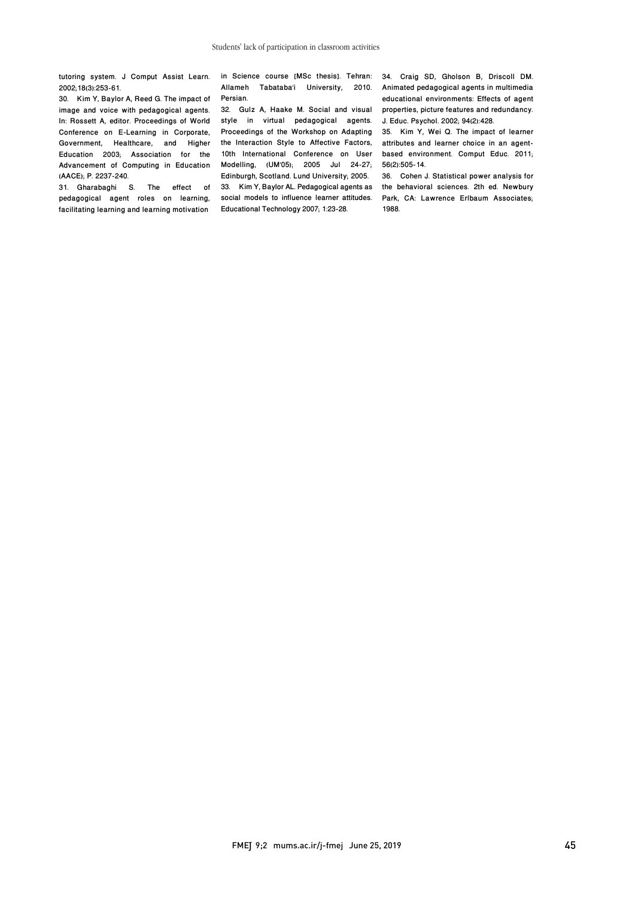tutoring system. J Comput Assist Learn. 2002;18(3):253-61.

30. Kim Y, Baylor A, Reed G. The impact of image and voice with pedagogical agents. In: Rossett A, editor. Proceedings of World Conference on E-Learning in Corporate, Government, Healthcare, and Higher Education 2003; Association for the Advancement of Computing in Education (AACE); P. 2237-240.

31. Gharabaghi S. The effect of pedagogical agent roles on learning, facilitating learning and learning motivation in Science course [MSc thesis]. Tehran: Allameh Tabataba'i University, 2010. Persian.

32. Gulz A, Haake M. Social and visual style in virtual pedagogical agents. Proceedings of the Workshop on Adapting the Interaction Style to Affective Factors, 10th International Conference on User Modelling, (UM'05); 2005 Jul 24-27; Edinburgh, Scotland. Lund University; 2005.

33. Kim Y, Baylor AL. Pedagogical agents as social models to influence learner attitudes. Educational Technology 2007; 1:23-28.

34. Craig SD, Gholson B, Driscoll DM. Animated pedagogical agents in multimedia educational environments: Effects of agent properties, picture features and redundancy. J. Educ. Psychol. 2002; 94(2):428.

35. Kim Y, Wei Q. The impact of learner attributes and learner choice in an agent-based environment. Comput Educ. 2011; 56(2):505-14.

36. Cohen J. Statistical power analysis for the behavioral sciences. 2th ed. Newbury Park, CA: Lawrence Erlbaum Associates; 1988.